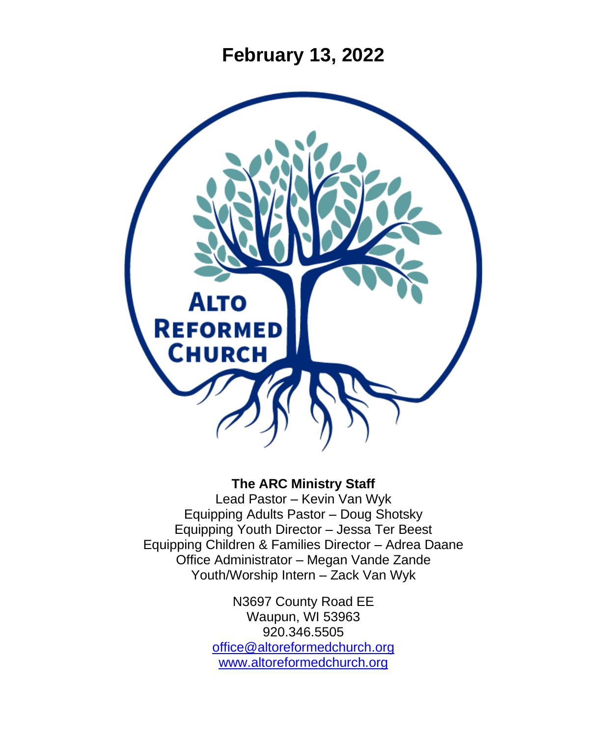# February 13, 2022

ALTO REFORMED CHURCH

**The ARC Ministry Staff**

Lead Pastor – Kevin Van Wyk
Equipping Adults Pastor – Doug Shotsky
Equipping Youth Director – Jessa Ter Beest
Equipping Children & Families Director – Adrea Daane
Office Administrator – Megan Vande Zande
Youth/Worship Intern – Zack Van Wyk

N3697 County Road EE
Waupun, WI 53963
920.346.5505
office@altoreformedchurch.org
www.altoreformedchurch.org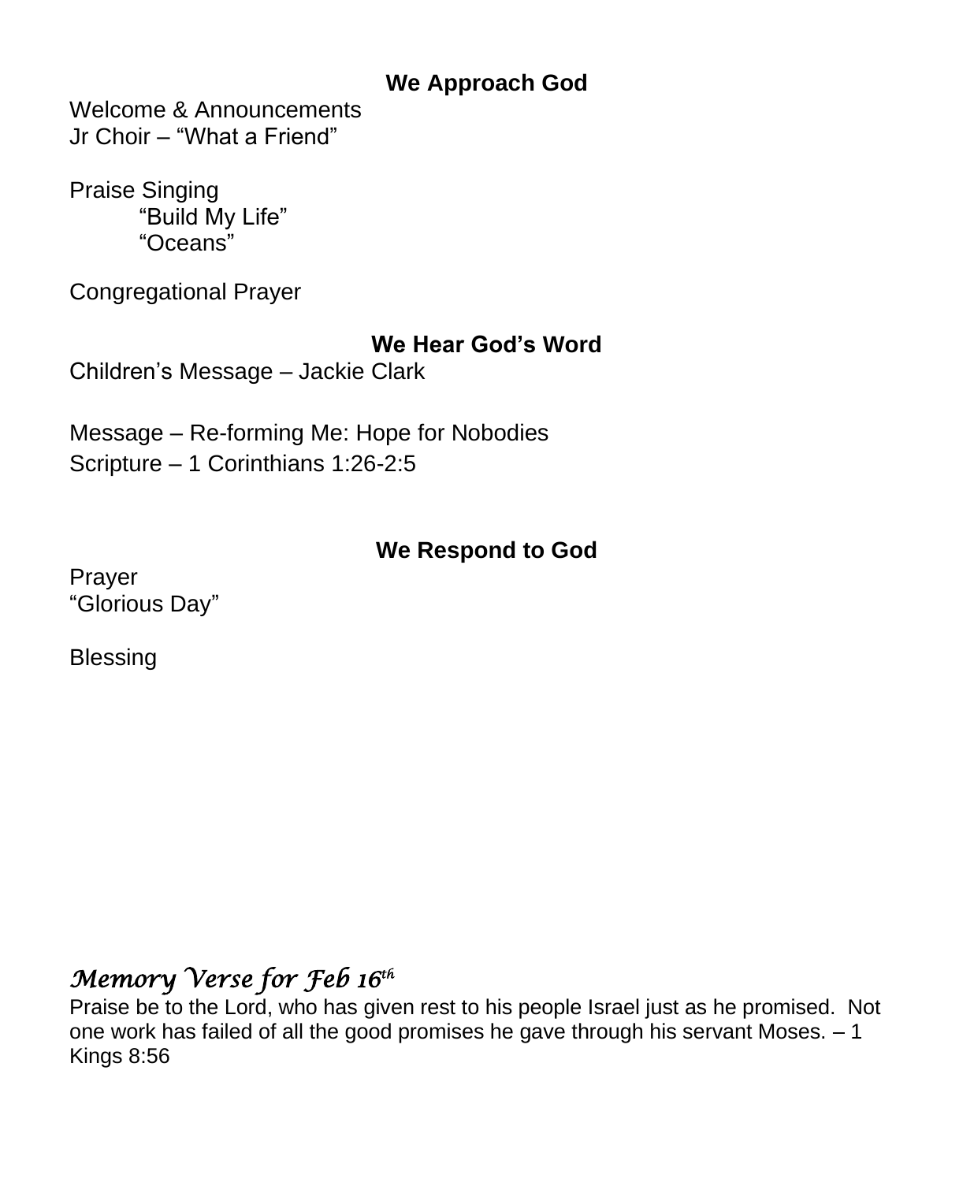## We Approach God

Welcome & Announcements
Jr Choir – "What a Friend"

Praise Singing
"Build My Life"
"Oceans"

Congregational Prayer

## We Hear God's Word

Children's Message – Jackie Clark

Message – Re-forming Me: Hope for Nobodies
Scripture – 1 Corinthians 1:26-2:5

## We Respond to God

Prayer
"Glorious Day"

Blessing

### *Memory Verse for Feb 16th*

Praise be to the Lord, who has given rest to his people Israel just as he promised. Not one work has failed of all the good promises he gave through his servant Moses. – 1 Kings 8:56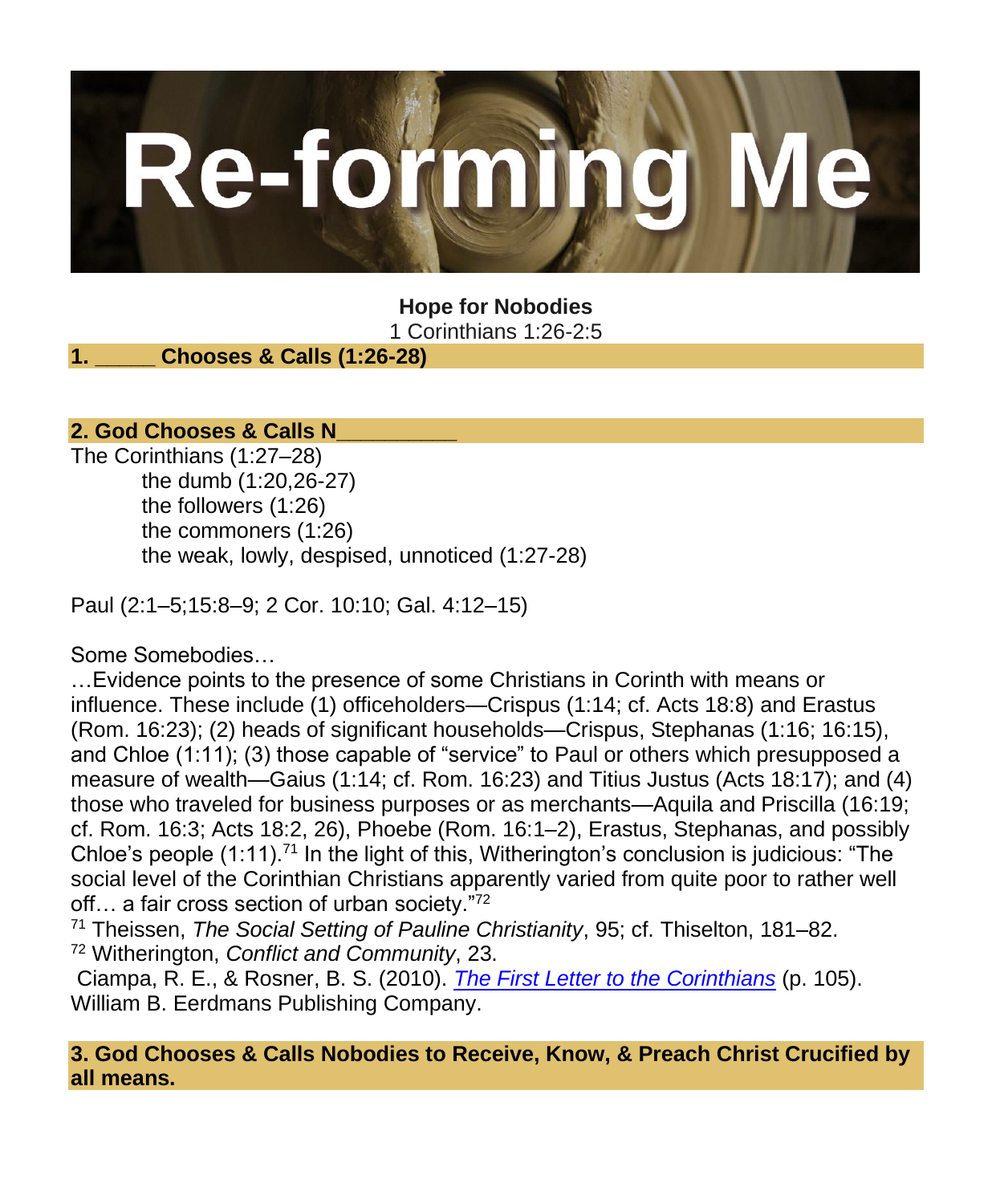# Re-forming Me

**Hope for Nobodies**
1 Corinthians 1:26-2:5

## 1. _____ Chooses & Calls (1:26-28)

## 2. God Chooses & Calls N__________

The Corinthians (1:27–28)
- the dumb (1:20,26-27)
- the followers (1:26)
- the commoners (1:26)
- the weak, lowly, despised, unnoticed (1:27-28)

Paul (2:1–5;15:8–9; 2 Cor. 10:10; Gal. 4:12–15)

Some Somebodies…

…Evidence points to the presence of some Christians in Corinth with means or influence. These include (1) officeholders—Crispus (1:14; cf. Acts 18:8) and Erastus (Rom. 16:23); (2) heads of significant households—Crispus, Stephanas (1:16; 16:15), and Chloe (1:11); (3) those capable of "service" to Paul or others which presupposed a measure of wealth—Gaius (1:14; cf. Rom. 16:23) and Titius Justus (Acts 18:17); and (4) those who traveled for business purposes or as merchants—Aquila and Priscilla (16:19; cf. Rom. 16:3; Acts 18:2, 26), Phoebe (Rom. 16:1–2), Erastus, Stephanas, and possibly Chloe's people (1:11).[71] In the light of this, Witherington's conclusion is judicious: "The social level of the Corinthian Christians apparently varied from quite poor to rather well off… a fair cross section of urban society."[72]

[71] Theissen, *The Social Setting of Pauline Christianity*, 95; cf. Thiselton, 181–82.
[72] Witherington, *Conflict and Community*, 23.

Ciampa, R. E., & Rosner, B. S. (2010). *The First Letter to the Corinthians* (p. 105). William B. Eerdmans Publishing Company.

## 3. God Chooses & Calls Nobodies to Receive, Know, & Preach Christ Crucified by all means.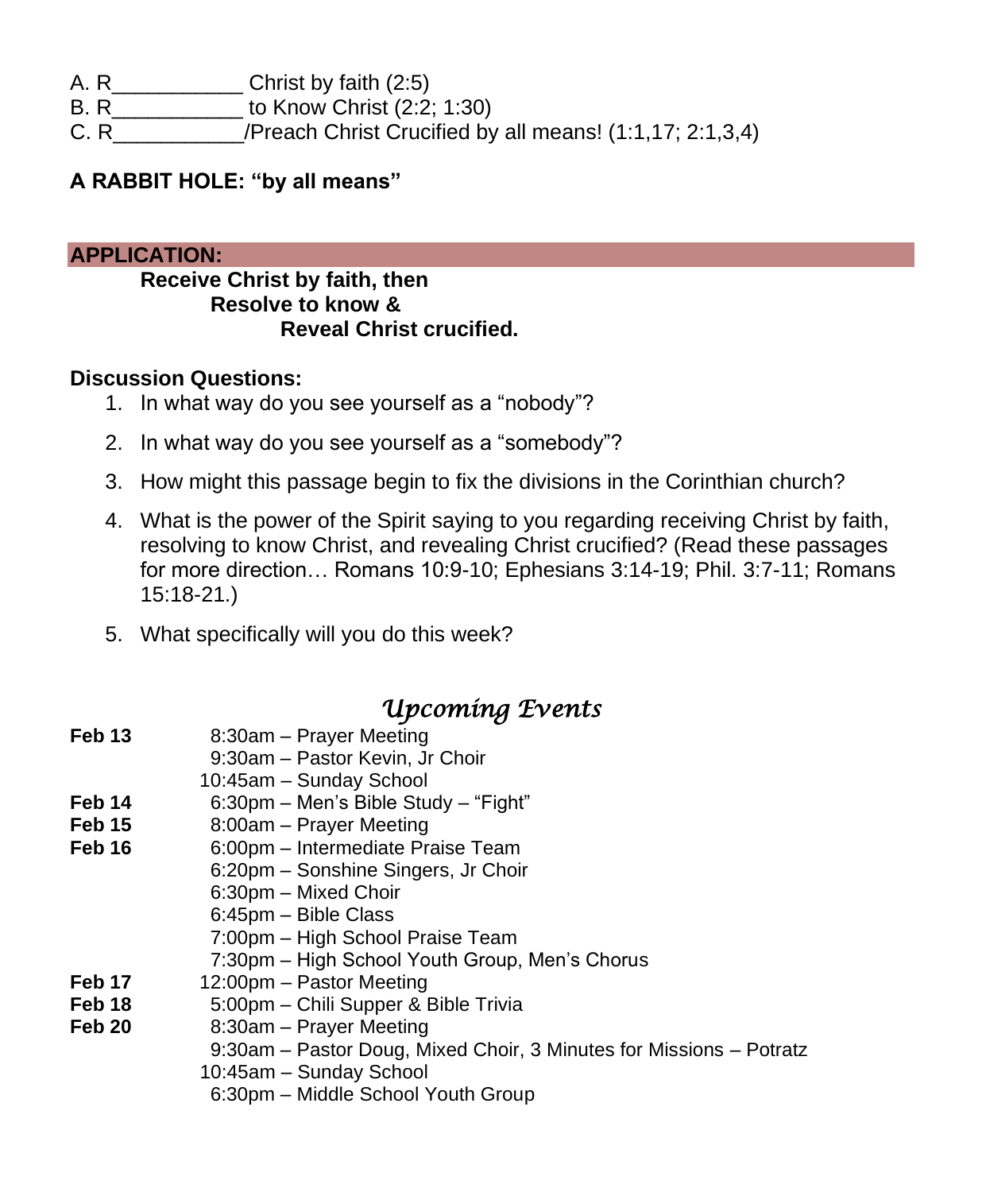A. R___________ Christ by faith (2:5)
B. R___________ to Know Christ (2:2; 1:30)
C. R___________/Preach Christ Crucified by all means! (1:1,17; 2:1,3,4)

**A RABBIT HOLE: "by all means"**

**APPLICATION:**

**Receive Christ by faith, then**
**Resolve to know &**
**Reveal Christ crucified.**

**Discussion Questions:**

1. In what way do you see yourself as a "nobody"?
2. In what way do you see yourself as a "somebody"?
3. How might this passage begin to fix the divisions in the Corinthian church?
4. What is the power of the Spirit saying to you regarding receiving Christ by faith, resolving to know Christ, and revealing Christ crucified? (Read these passages for more direction… Romans 10:9-10; Ephesians 3:14-19; Phil. 3:7-11; Romans 15:18-21.)
5. What specifically will you do this week?

## *Upcoming Events*

**Feb 13**
8:30am – Prayer Meeting
9:30am – Pastor Kevin, Jr Choir
10:45am – Sunday School

**Feb 14**
6:30pm – Men's Bible Study – "Fight"

**Feb 15**
8:00am – Prayer Meeting

**Feb 16**
6:00pm – Intermediate Praise Team
6:20pm – Sonshine Singers, Jr Choir
6:30pm – Mixed Choir
6:45pm – Bible Class
7:00pm – High School Praise Team
7:30pm – High School Youth Group, Men's Chorus

**Feb 17**
12:00pm – Pastor Meeting

**Feb 18**
5:00pm – Chili Supper & Bible Trivia

**Feb 20**
8:30am – Prayer Meeting
9:30am – Pastor Doug, Mixed Choir, 3 Minutes for Missions – Potratz
10:45am – Sunday School
6:30pm – Middle School Youth Group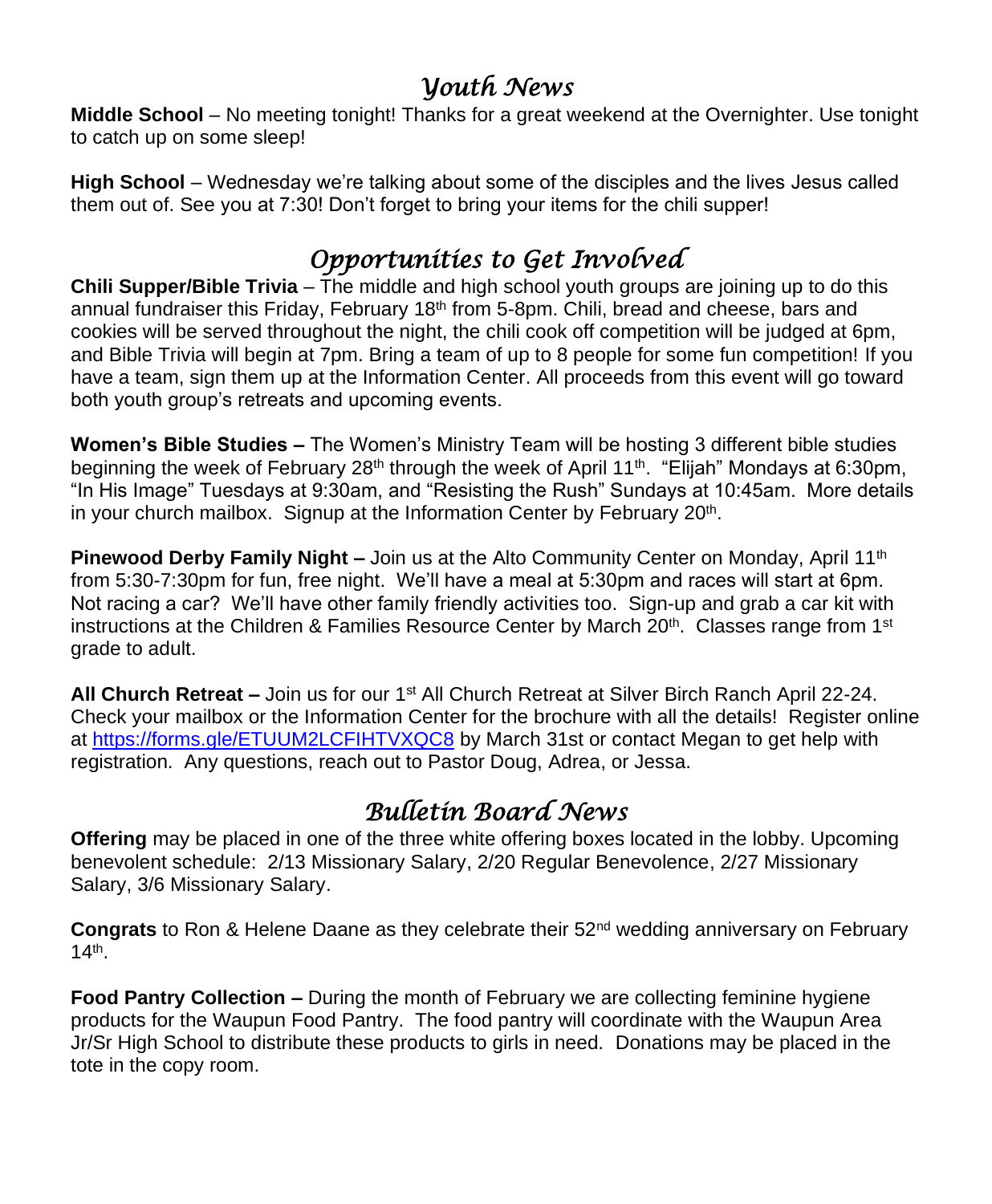## *Youth News*

**Middle School** – No meeting tonight! Thanks for a great weekend at the Overnighter. Use tonight to catch up on some sleep!

**High School** – Wednesday we're talking about some of the disciples and the lives Jesus called them out of. See you at 7:30! Don't forget to bring your items for the chili supper!

## *Opportunities to Get Involved*

**Chili Supper/Bible Trivia** – The middle and high school youth groups are joining up to do this annual fundraiser this Friday, February 18th from 5-8pm. Chili, bread and cheese, bars and cookies will be served throughout the night, the chili cook off competition will be judged at 6pm, and Bible Trivia will begin at 7pm. Bring a team of up to 8 people for some fun competition! If you have a team, sign them up at the Information Center. All proceeds from this event will go toward both youth group's retreats and upcoming events.

**Women's Bible Studies –** The Women's Ministry Team will be hosting 3 different bible studies beginning the week of February 28th through the week of April 11th. "Elijah" Mondays at 6:30pm, "In His Image" Tuesdays at 9:30am, and "Resisting the Rush" Sundays at 10:45am. More details in your church mailbox. Signup at the Information Center by February 20th.

**Pinewood Derby Family Night –** Join us at the Alto Community Center on Monday, April 11th from 5:30-7:30pm for fun, free night. We'll have a meal at 5:30pm and races will start at 6pm. Not racing a car? We'll have other family friendly activities too. Sign-up and grab a car kit with instructions at the Children & Families Resource Center by March 20th. Classes range from 1st grade to adult.

**All Church Retreat –** Join us for our 1st All Church Retreat at Silver Birch Ranch April 22-24. Check your mailbox or the Information Center for the brochure with all the details! Register online at https://forms.gle/ETUUM2LCFIHTVXQC8 by March 31st or contact Megan to get help with registration. Any questions, reach out to Pastor Doug, Adrea, or Jessa.

## *Bulletin Board News*

**Offering** may be placed in one of the three white offering boxes located in the lobby. Upcoming benevolent schedule: 2/13 Missionary Salary, 2/20 Regular Benevolence, 2/27 Missionary Salary, 3/6 Missionary Salary.

**Congrats** to Ron & Helene Daane as they celebrate their 52nd wedding anniversary on February 14th.

**Food Pantry Collection –** During the month of February we are collecting feminine hygiene products for the Waupun Food Pantry. The food pantry will coordinate with the Waupun Area Jr/Sr High School to distribute these products to girls in need. Donations may be placed in the tote in the copy room.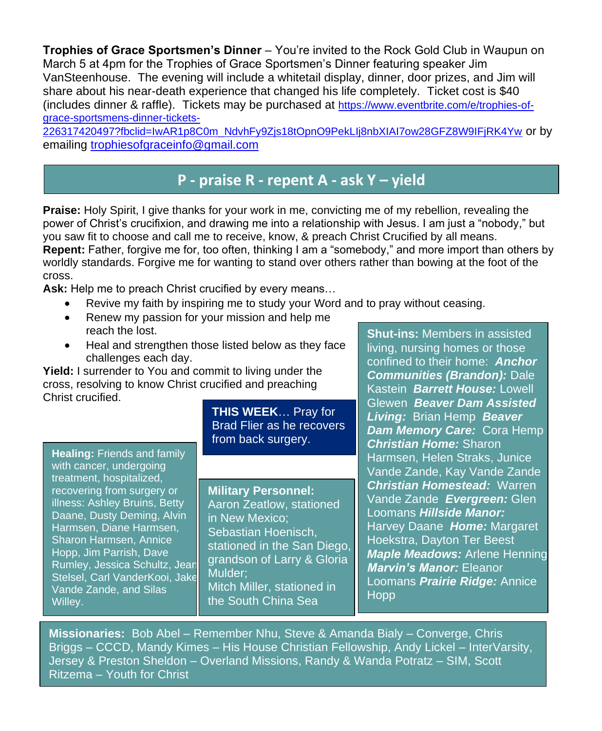**Trophies of Grace Sportsmen's Dinner** – You're invited to the Rock Gold Club in Waupun on March 5 at 4pm for the Trophies of Grace Sportsmen's Dinner featuring speaker Jim VanSteenhouse. The evening will include a whitetail display, dinner, door prizes, and Jim will share about his near-death experience that changed his life completely. Ticket cost is $40 (includes dinner & raffle). Tickets may be purchased at https://www.eventbrite.com/e/trophies-of-grace-sportsmens-dinner-tickets-226317420497?fbclid=IwAR1p8C0m_NdvhFy9Zjs18tOpnO9PekLIj8nbXIAI7ow28GFZ8W9IFjRK4Yw or by emailing trophiesofgraceinfo@gmail.com

## P - praise R - repent A - ask Y – yield

**Praise:** Holy Spirit, I give thanks for your work in me, convicting me of my rebellion, revealing the power of Christ's crucifixion, and drawing me into a relationship with Jesus. I am just a "nobody," but you saw fit to choose and call me to receive, know, & preach Christ Crucified by all means.
**Repent:** Father, forgive me for, too often, thinking I am a "somebody," and more import than others by worldly standards. Forgive me for wanting to stand over others rather than bowing at the foot of the cross.
**Ask:** Help me to preach Christ crucified by every means…

- Revive my faith by inspiring me to study your Word and to pray without ceasing.
- Renew my passion for your mission and help me reach the lost.
- Heal and strengthen those listed below as they face challenges each day.

**Yield:** I surrender to You and commit to living under the cross, resolving to know Christ crucified and preaching Christ crucified.

**THIS WEEK**… Pray for Brad Flier as he recovers from back surgery.

**Healing:** Friends and family with cancer, undergoing treatment, hospitalized, recovering from surgery or illness: Ashley Bruins, Betty Daane, Dusty Deming, Alvin Harmsen, Diane Harmsen, Sharon Harmsen, Annice Hopp, Jim Parrish, Dave Rumley, Jessica Schultz, Jean Stelsel, Carl VanderKooi, Jake Vande Zande, and Silas Willey.

**Military Personnel:** Aaron Zeatlow, stationed in New Mexico; Sebastian Hoenisch, stationed in the San Diego, grandson of Larry & Gloria Mulder; Mitch Miller, stationed in the South China Sea

**Shut-ins:** Members in assisted living, nursing homes or those confined to their home: ***Anchor Communities (Brandon):*** Dale Kastein ***Barrett House:*** Lowell Glewen ***Beaver Dam Assisted Living:*** Brian Hemp ***Beaver Dam Memory Care:*** Cora Hemp ***Christian Home:*** Sharon Harmsen, Helen Straks, Junice Vande Zande, Kay Vande Zande ***Christian Homestead:*** Warren Vande Zande ***Evergreen:*** Glen Loomans ***Hillside Manor:*** Harvey Daane ***Home:*** Margaret Hoekstra, Dayton Ter Beest ***Maple Meadows:*** Arlene Henning ***Marvin's Manor:*** Eleanor Loomans ***Prairie Ridge:*** Annice Hopp

**Missionaries:** Bob Abel – Remember Nhu, Steve & Amanda Bialy – Converge, Chris Briggs – CCCD, Mandy Kimes – His House Christian Fellowship, Andy Lickel – InterVarsity, Jersey & Preston Sheldon – Overland Missions, Randy & Wanda Potratz – SIM, Scott Ritzema – Youth for Christ